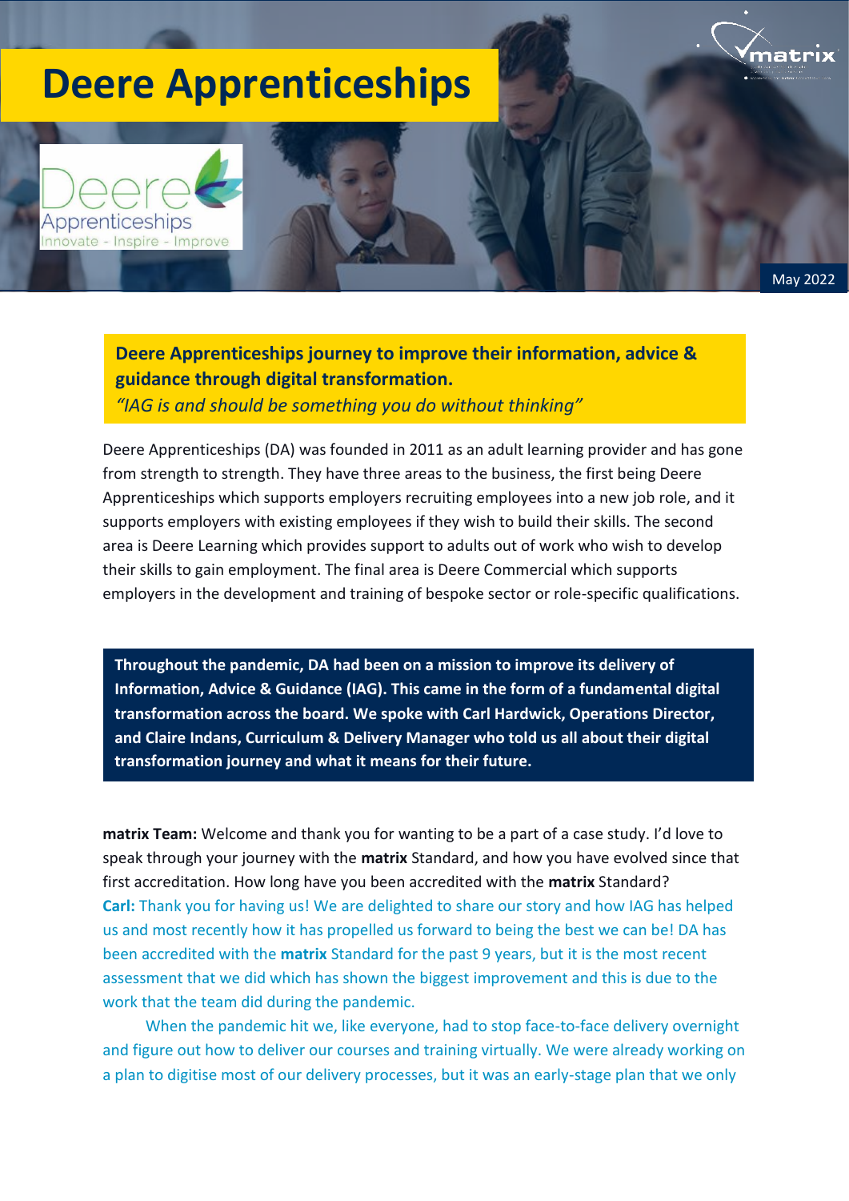# Deere Apprenticeships

May 2022

**Deere Apprenticeships journey to improve their information, advice & guidance through digital transformation.**
*"IAG is and should be something you do without thinking"*

Deere Apprenticeships (DA) was founded in 2011 as an adult learning provider and has gone from strength to strength. They have three areas to the business, the first being Deere Apprenticeships which supports employers recruiting employees into a new job role, and it supports employers with existing employees if they wish to build their skills. The second area is Deere Learning which provides support to adults out of work who wish to develop their skills to gain employment. The final area is Deere Commercial which supports employers in the development and training of bespoke sector or role-specific qualifications.

**Throughout the pandemic, DA had been on a mission to improve its delivery of Information, Advice & Guidance (IAG). This came in the form of a fundamental digital transformation across the board. We spoke with Carl Hardwick, Operations Director, and Claire Indans, Curriculum & Delivery Manager who told us all about their digital transformation journey and what it means for their future.**

**matrix Team:** Welcome and thank you for wanting to be a part of a case study. I'd love to speak through your journey with the **matrix** Standard, and how you have evolved since that first accreditation. How long have you been accredited with the **matrix** Standard?

**Carl:** Thank you for having us! We are delighted to share our story and how IAG has helped us and most recently how it has propelled us forward to being the best we can be! DA has been accredited with the **matrix** Standard for the past 9 years, but it is the most recent assessment that we did which has shown the biggest improvement and this is due to the work that the team did during the pandemic.

When the pandemic hit we, like everyone, had to stop face-to-face delivery overnight and figure out how to deliver our courses and training virtually. We were already working on a plan to digitise most of our delivery processes, but it was an early-stage plan that we only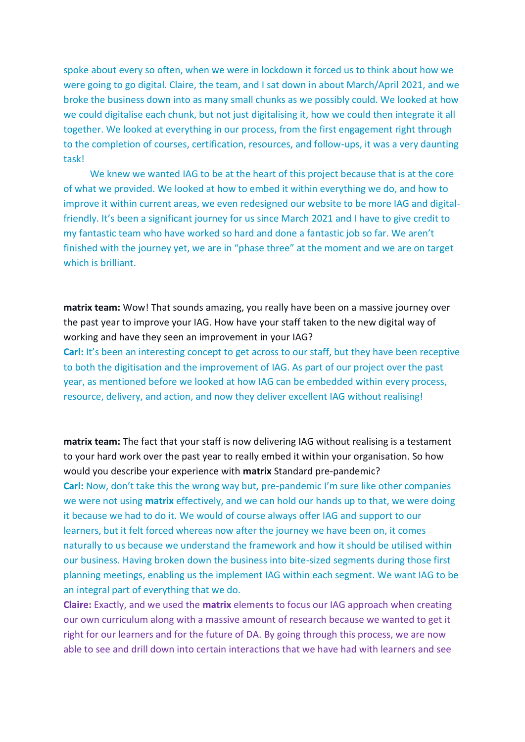spoke about every so often, when we were in lockdown it forced us to think about how we were going to go digital. Claire, the team, and I sat down in about March/April 2021, and we broke the business down into as many small chunks as we possibly could. We looked at how we could digitalise each chunk, but not just digitalising it, how we could then integrate it all together. We looked at everything in our process, from the first engagement right through to the completion of courses, certification, resources, and follow-ups, it was a very daunting task!

We knew we wanted IAG to be at the heart of this project because that is at the core of what we provided. We looked at how to embed it within everything we do, and how to improve it within current areas, we even redesigned our website to be more IAG and digital-friendly. It's been a significant journey for us since March 2021 and I have to give credit to my fantastic team who have worked so hard and done a fantastic job so far. We aren't finished with the journey yet, we are in "phase three" at the moment and we are on target which is brilliant.

**matrix team:** Wow! That sounds amazing, you really have been on a massive journey over the past year to improve your IAG. How have your staff taken to the new digital way of working and have they seen an improvement in your IAG?

**Carl:** It's been an interesting concept to get across to our staff, but they have been receptive to both the digitisation and the improvement of IAG. As part of our project over the past year, as mentioned before we looked at how IAG can be embedded within every process, resource, delivery, and action, and now they deliver excellent IAG without realising!

**matrix team:** The fact that your staff is now delivering IAG without realising is a testament to your hard work over the past year to really embed it within your organisation. So how would you describe your experience with **matrix** Standard pre-pandemic?

**Carl:** Now, don't take this the wrong way but, pre-pandemic I'm sure like other companies we were not using **matrix** effectively, and we can hold our hands up to that, we were doing it because we had to do it. We would of course always offer IAG and support to our learners, but it felt forced whereas now after the journey we have been on, it comes naturally to us because we understand the framework and how it should be utilised within our business. Having broken down the business into bite-sized segments during those first planning meetings, enabling us the implement IAG within each segment. We want IAG to be an integral part of everything that we do.

**Claire:** Exactly, and we used the **matrix** elements to focus our IAG approach when creating our own curriculum along with a massive amount of research because we wanted to get it right for our learners and for the future of DA. By going through this process, we are now able to see and drill down into certain interactions that we have had with learners and see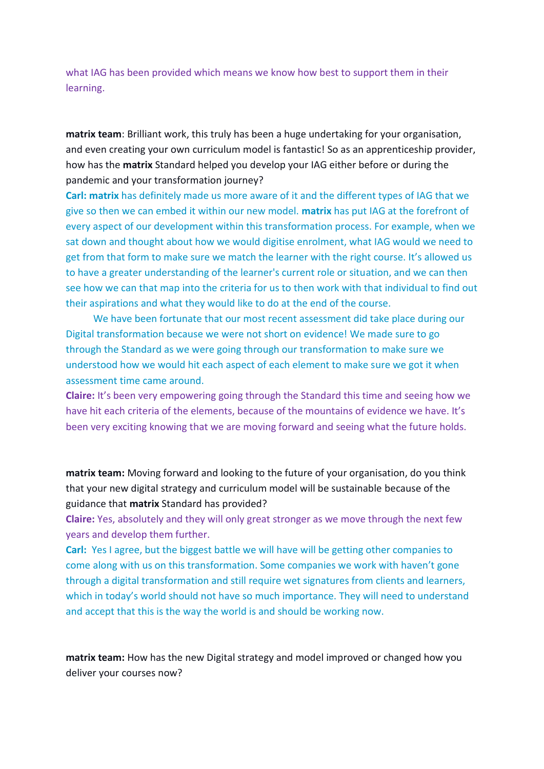what IAG has been provided which means we know how best to support them in their learning.

**matrix team**: Brilliant work, this truly has been a huge undertaking for your organisation, and even creating your own curriculum model is fantastic! So as an apprenticeship provider, how has the **matrix** Standard helped you develop your IAG either before or during the pandemic and your transformation journey?

**Carl: matrix** has definitely made us more aware of it and the different types of IAG that we give so then we can embed it within our new model. **matrix** has put IAG at the forefront of every aspect of our development within this transformation process. For example, when we sat down and thought about how we would digitise enrolment, what IAG would we need to get from that form to make sure we match the learner with the right course. It's allowed us to have a greater understanding of the learner's current role or situation, and we can then see how we can that map into the criteria for us to then work with that individual to find out their aspirations and what they would like to do at the end of the course.

We have been fortunate that our most recent assessment did take place during our Digital transformation because we were not short on evidence! We made sure to go through the Standard as we were going through our transformation to make sure we understood how we would hit each aspect of each element to make sure we got it when assessment time came around.

**Claire:** It's been very empowering going through the Standard this time and seeing how we have hit each criteria of the elements, because of the mountains of evidence we have. It's been very exciting knowing that we are moving forward and seeing what the future holds.

**matrix team:** Moving forward and looking to the future of your organisation, do you think that your new digital strategy and curriculum model will be sustainable because of the guidance that **matrix** Standard has provided?

**Claire:** Yes, absolutely and they will only great stronger as we move through the next few years and develop them further.

**Carl:** Yes I agree, but the biggest battle we will have will be getting other companies to come along with us on this transformation. Some companies we work with haven't gone through a digital transformation and still require wet signatures from clients and learners, which in today's world should not have so much importance. They will need to understand and accept that this is the way the world is and should be working now.

**matrix team:** How has the new Digital strategy and model improved or changed how you deliver your courses now?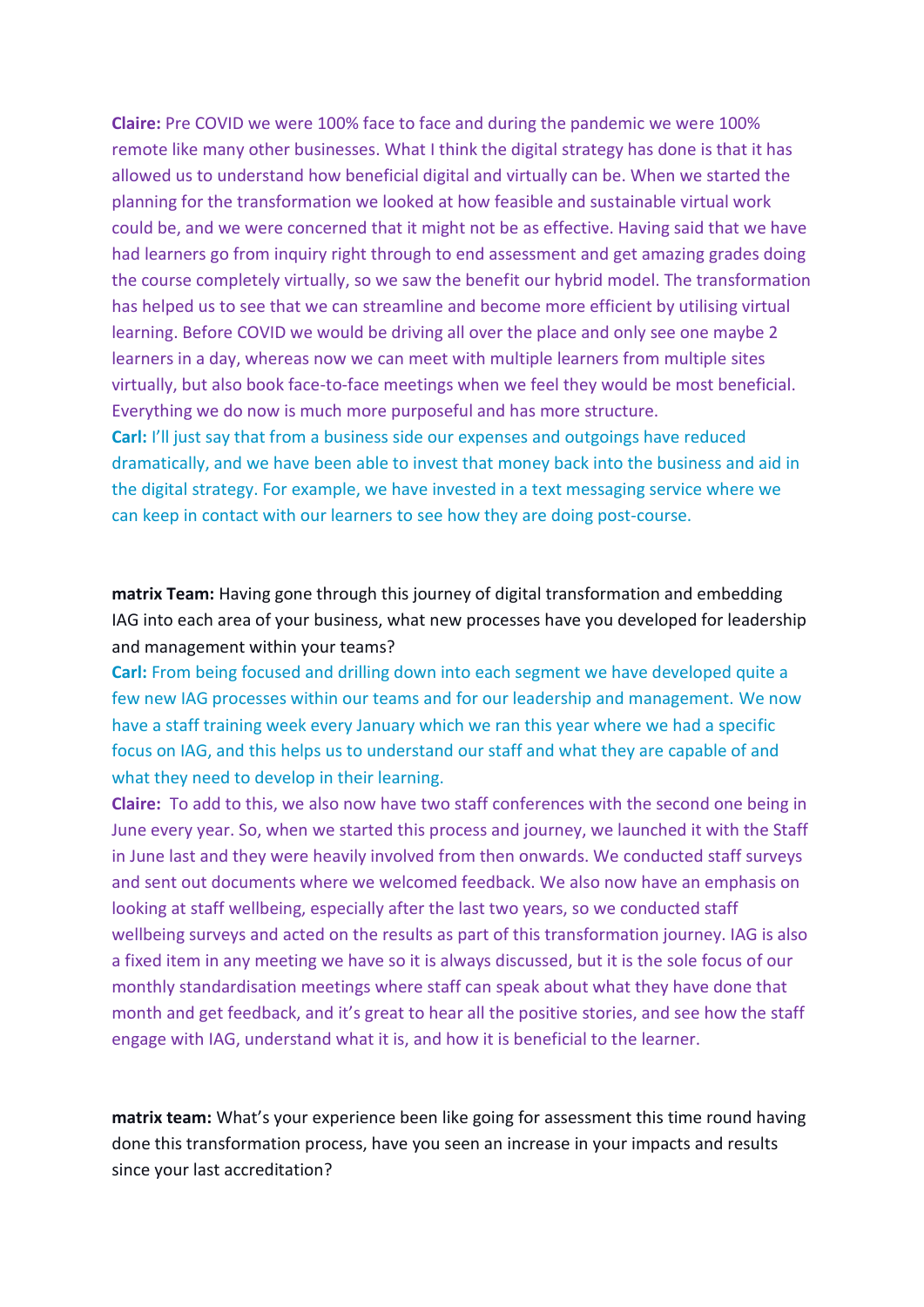**Claire:** Pre COVID we were 100% face to face and during the pandemic we were 100% remote like many other businesses. What I think the digital strategy has done is that it has allowed us to understand how beneficial digital and virtually can be. When we started the planning for the transformation we looked at how feasible and sustainable virtual work could be, and we were concerned that it might not be as effective. Having said that we have had learners go from inquiry right through to end assessment and get amazing grades doing the course completely virtually, so we saw the benefit our hybrid model. The transformation has helped us to see that we can streamline and become more efficient by utilising virtual learning. Before COVID we would be driving all over the place and only see one maybe 2 learners in a day, whereas now we can meet with multiple learners from multiple sites virtually, but also book face-to-face meetings when we feel they would be most beneficial. Everything we do now is much more purposeful and has more structure.

**Carl:** I'll just say that from a business side our expenses and outgoings have reduced dramatically, and we have been able to invest that money back into the business and aid in the digital strategy. For example, we have invested in a text messaging service where we can keep in contact with our learners to see how they are doing post-course.

**matrix Team:** Having gone through this journey of digital transformation and embedding IAG into each area of your business, what new processes have you developed for leadership and management within your teams?

**Carl:** From being focused and drilling down into each segment we have developed quite a few new IAG processes within our teams and for our leadership and management. We now have a staff training week every January which we ran this year where we had a specific focus on IAG, and this helps us to understand our staff and what they are capable of and what they need to develop in their learning.

**Claire:** To add to this, we also now have two staff conferences with the second one being in June every year. So, when we started this process and journey, we launched it with the Staff in June last and they were heavily involved from then onwards. We conducted staff surveys and sent out documents where we welcomed feedback. We also now have an emphasis on looking at staff wellbeing, especially after the last two years, so we conducted staff wellbeing surveys and acted on the results as part of this transformation journey. IAG is also a fixed item in any meeting we have so it is always discussed, but it is the sole focus of our monthly standardisation meetings where staff can speak about what they have done that month and get feedback, and it's great to hear all the positive stories, and see how the staff engage with IAG, understand what it is, and how it is beneficial to the learner.

**matrix team:** What's your experience been like going for assessment this time round having done this transformation process, have you seen an increase in your impacts and results since your last accreditation?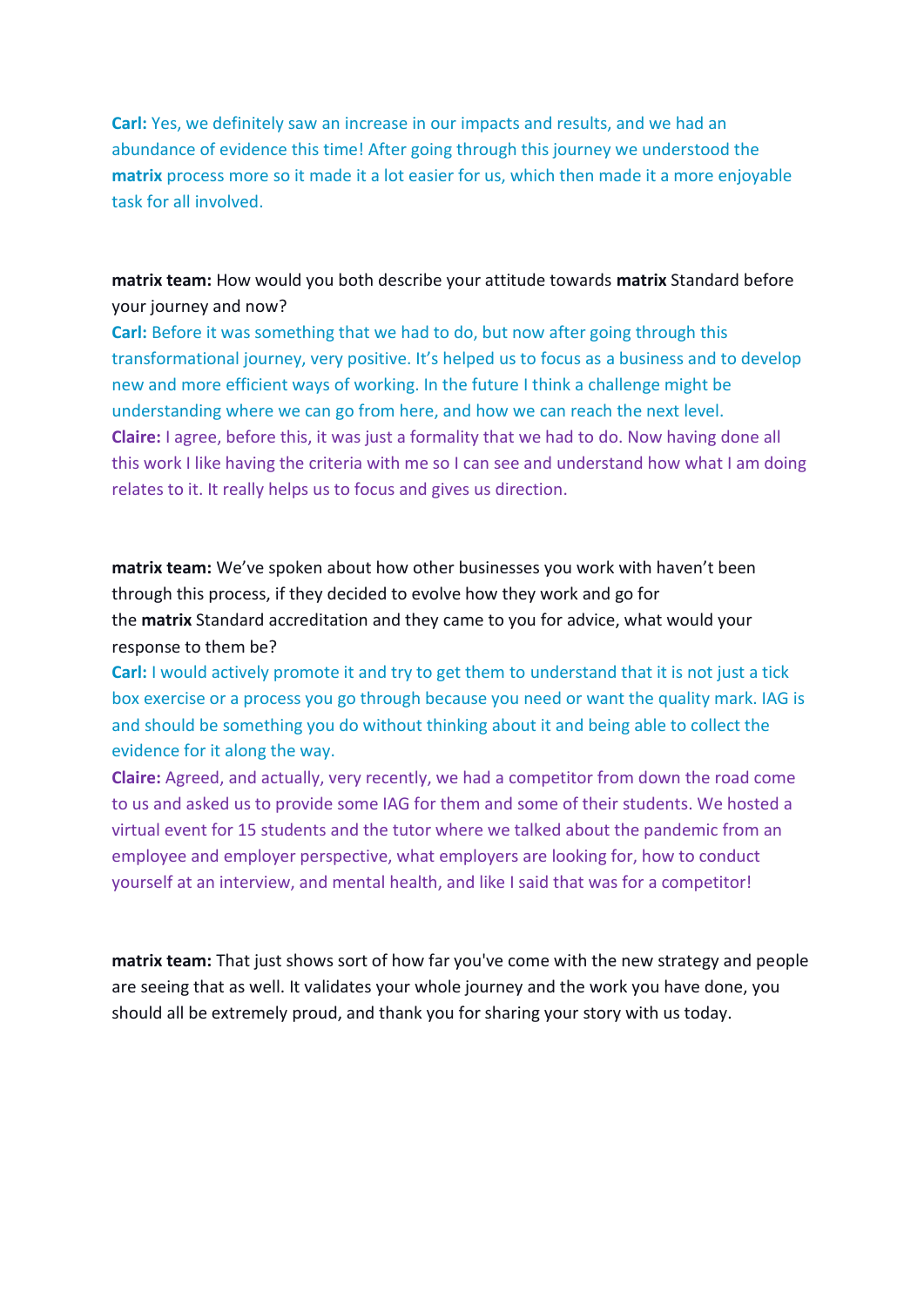**Carl:** Yes, we definitely saw an increase in our impacts and results, and we had an abundance of evidence this time! After going through this journey we understood the **matrix** process more so it made it a lot easier for us, which then made it a more enjoyable task for all involved.

**matrix team:** How would you both describe your attitude towards **matrix** Standard before your journey and now?

**Carl:** Before it was something that we had to do, but now after going through this transformational journey, very positive. It's helped us to focus as a business and to develop new and more efficient ways of working. In the future I think a challenge might be understanding where we can go from here, and how we can reach the next level.

**Claire:** I agree, before this, it was just a formality that we had to do. Now having done all this work I like having the criteria with me so I can see and understand how what I am doing relates to it. It really helps us to focus and gives us direction.

**matrix team:** We've spoken about how other businesses you work with haven't been through this process, if they decided to evolve how they work and go for the **matrix** Standard accreditation and they came to you for advice, what would your response to them be?

**Carl:** I would actively promote it and try to get them to understand that it is not just a tick box exercise or a process you go through because you need or want the quality mark. IAG is and should be something you do without thinking about it and being able to collect the evidence for it along the way.

**Claire:** Agreed, and actually, very recently, we had a competitor from down the road come to us and asked us to provide some IAG for them and some of their students. We hosted a virtual event for 15 students and the tutor where we talked about the pandemic from an employee and employer perspective, what employers are looking for, how to conduct yourself at an interview, and mental health, and like I said that was for a competitor!

**matrix team:** That just shows sort of how far you've come with the new strategy and people are seeing that as well. It validates your whole journey and the work you have done, you should all be extremely proud, and thank you for sharing your story with us today.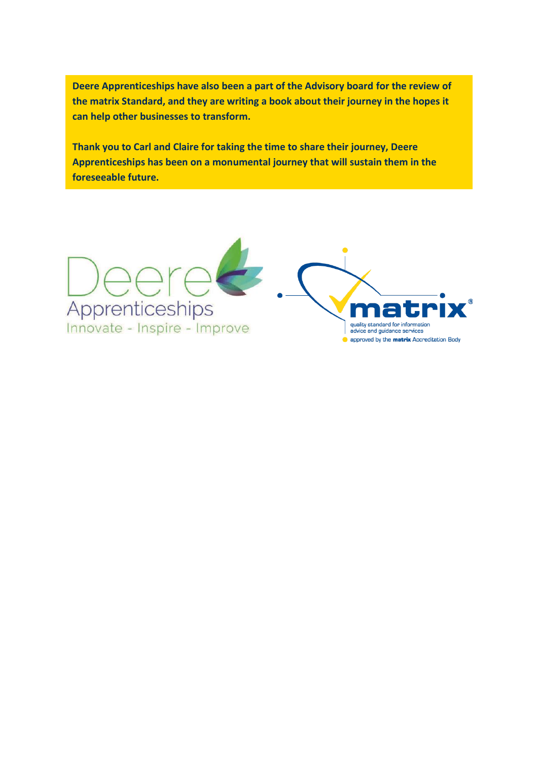**Deere Apprenticeships have also been a part of the Advisory board for the review of the matrix Standard, and they are writing a book about their journey in the hopes it can help other businesses to transform.**

**Thank you to Carl and Claire for taking the time to share their journey, Deere Apprenticeships has been on a monumental journey that will sustain them in the foreseeable future.**

Deere Apprenticeships
Innovate - Inspire - Improve

matrix®
quality standard for information advice and guidance services
approved by the matrix Accreditation Body